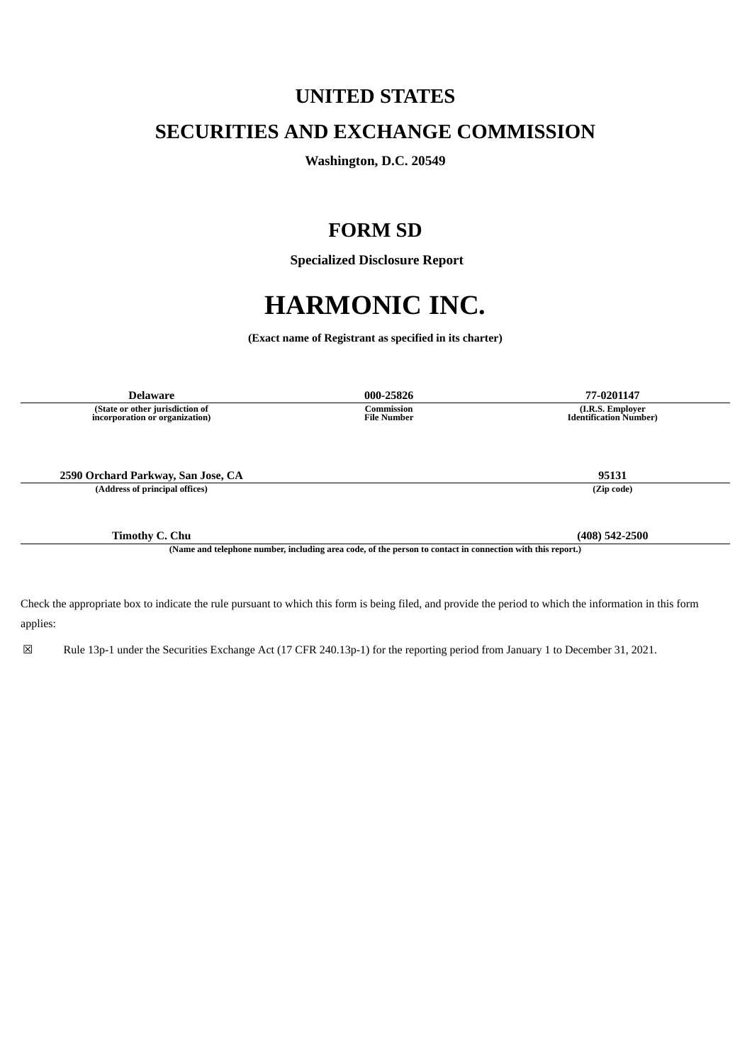# UNITED STATES

# SECURITIES AND EXCHANGE COMMISSION

**Washington, D.C. 20549**

# FORM SD

**Specialized Disclosure Report**

# HARMONIC INC.

**(Exact name of Registrant as specified in its charter)**

| Delaware | 000-25826 | 77-0201147 |
|---|---|---|
| (State or other jurisdiction of incorporation or organization) | Commission File Number | (I.R.S. Employer Identification Number) |

| 2590 Orchard Parkway, San Jose, CA | 95131 |
|---|---|
| (Address of principal offices) | (Zip code) |

| Timothy C. Chu | (408) 542-2500 |
|---|---|

**(Name and telephone number, including area code, of the person to contact in connection with this report.)**

Check the appropriate box to indicate the rule pursuant to which this form is being filed, and provide the period to which the information in this form applies:

☒ Rule 13p-1 under the Securities Exchange Act (17 CFR 240.13p-1) for the reporting period from January 1 to December 31, 2021.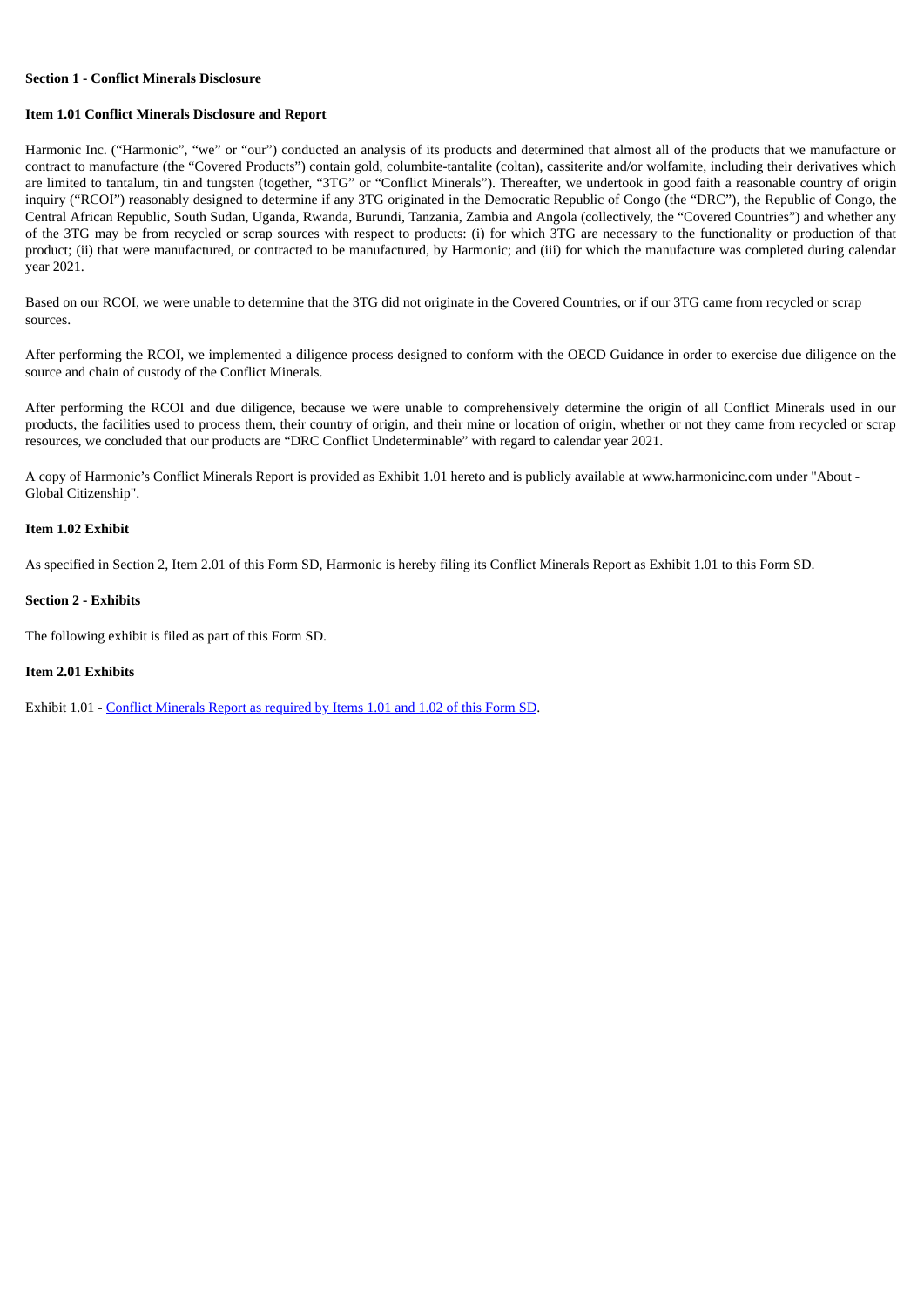**Section 1 - Conflict Minerals Disclosure**

**Item 1.01 Conflict Minerals Disclosure and Report**

Harmonic Inc. ("Harmonic", "we" or "our") conducted an analysis of its products and determined that almost all of the products that we manufacture or contract to manufacture (the "Covered Products") contain gold, columbite-tantalite (coltan), cassiterite and/or wolfamite, including their derivatives which are limited to tantalum, tin and tungsten (together, "3TG" or "Conflict Minerals"). Thereafter, we undertook in good faith a reasonable country of origin inquiry ("RCOI") reasonably designed to determine if any 3TG originated in the Democratic Republic of Congo (the "DRC"), the Republic of Congo, the Central African Republic, South Sudan, Uganda, Rwanda, Burundi, Tanzania, Zambia and Angola (collectively, the "Covered Countries") and whether any of the 3TG may be from recycled or scrap sources with respect to products: (i) for which 3TG are necessary to the functionality or production of that product; (ii) that were manufactured, or contracted to be manufactured, by Harmonic; and (iii) for which the manufacture was completed during calendar year 2021.

Based on our RCOI, we were unable to determine that the 3TG did not originate in the Covered Countries, or if our 3TG came from recycled or scrap sources.

After performing the RCOI, we implemented a diligence process designed to conform with the OECD Guidance in order to exercise due diligence on the source and chain of custody of the Conflict Minerals.

After performing the RCOI and due diligence, because we were unable to comprehensively determine the origin of all Conflict Minerals used in our products, the facilities used to process them, their country of origin, and their mine or location of origin, whether or not they came from recycled or scrap resources, we concluded that our products are "DRC Conflict Undeterminable" with regard to calendar year 2021.

A copy of Harmonic's Conflict Minerals Report is provided as Exhibit 1.01 hereto and is publicly available at www.harmonicinc.com under "About - Global Citizenship".

**Item 1.02 Exhibit**

As specified in Section 2, Item 2.01 of this Form SD, Harmonic is hereby filing its Conflict Minerals Report as Exhibit 1.01 to this Form SD.

**Section 2 - Exhibits**

The following exhibit is filed as part of this Form SD.

**Item 2.01 Exhibits**

Exhibit 1.01 - Conflict Minerals Report as required by Items 1.01 and 1.02 of this Form SD.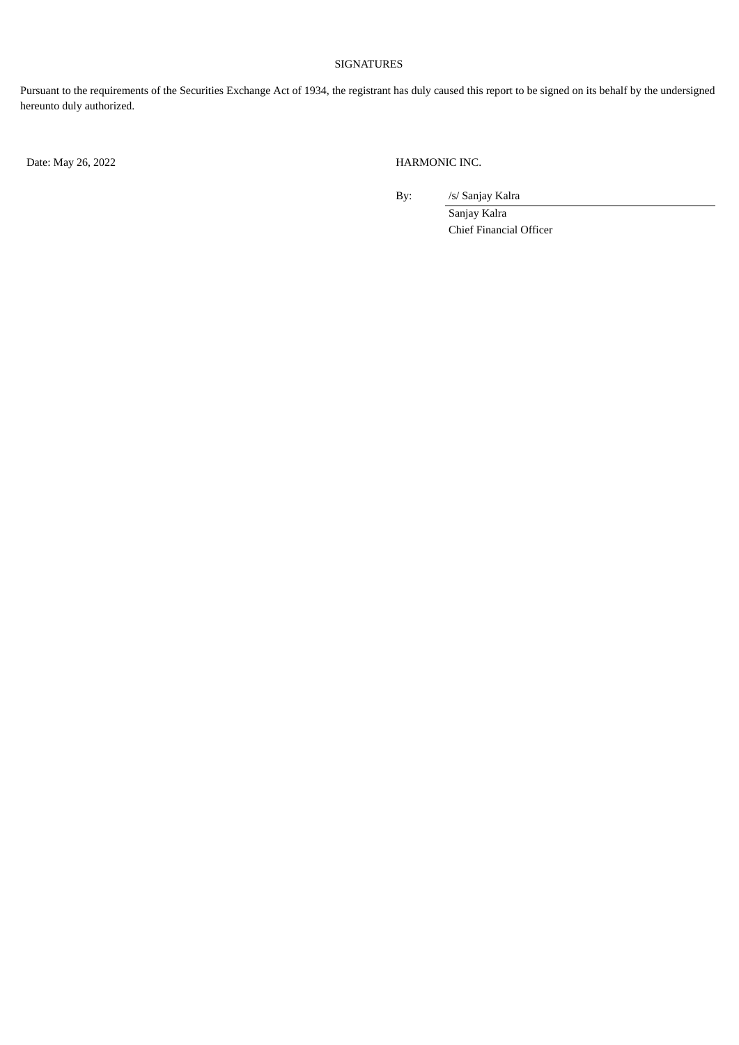SIGNATURES

Pursuant to the requirements of the Securities Exchange Act of 1934, the registrant has duly caused this report to be signed on its behalf by the undersigned hereunto duly authorized.

| Date: May 26, 2022 | HARMONIC INC. | |
|---|---|---|
| | By: | /s/ Sanjay Kalra |
| | | Sanjay Kalra |
| | | Chief Financial Officer |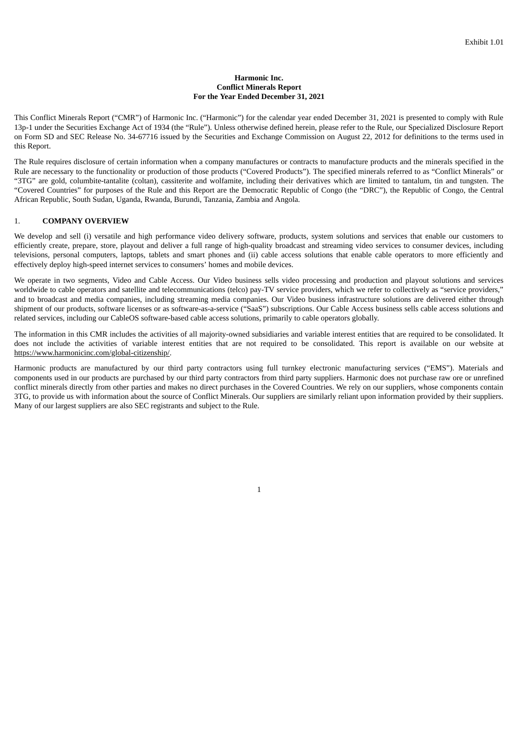Exhibit 1.01

**Harmonic Inc.**
**Conflict Minerals Report**
**For the Year Ended December 31, 2021**

This Conflict Minerals Report ("CMR") of Harmonic Inc. ("Harmonic") for the calendar year ended December 31, 2021 is presented to comply with Rule 13p-1 under the Securities Exchange Act of 1934 (the "Rule"). Unless otherwise defined herein, please refer to the Rule, our Specialized Disclosure Report on Form SD and SEC Release No. 34-67716 issued by the Securities and Exchange Commission on August 22, 2012 for definitions to the terms used in this Report.

The Rule requires disclosure of certain information when a company manufactures or contracts to manufacture products and the minerals specified in the Rule are necessary to the functionality or production of those products ("Covered Products"). The specified minerals referred to as "Conflict Minerals" or "3TG" are gold, columbite-tantalite (coltan), cassiterite and wolfamite, including their derivatives which are limited to tantalum, tin and tungsten. The "Covered Countries" for purposes of the Rule and this Report are the Democratic Republic of Congo (the "DRC"), the Republic of Congo, the Central African Republic, South Sudan, Uganda, Rwanda, Burundi, Tanzania, Zambia and Angola.

## 1. COMPANY OVERVIEW

We develop and sell (i) versatile and high performance video delivery software, products, system solutions and services that enable our customers to efficiently create, prepare, store, playout and deliver a full range of high-quality broadcast and streaming video services to consumer devices, including televisions, personal computers, laptops, tablets and smart phones and (ii) cable access solutions that enable cable operators to more efficiently and effectively deploy high-speed internet services to consumers' homes and mobile devices.

We operate in two segments, Video and Cable Access. Our Video business sells video processing and production and playout solutions and services worldwide to cable operators and satellite and telecommunications (telco) pay-TV service providers, which we refer to collectively as "service providers," and to broadcast and media companies, including streaming media companies. Our Video business infrastructure solutions are delivered either through shipment of our products, software licenses or as software-as-a-service ("SaaS") subscriptions. Our Cable Access business sells cable access solutions and related services, including our CableOS software-based cable access solutions, primarily to cable operators globally.

The information in this CMR includes the activities of all majority-owned subsidiaries and variable interest entities that are required to be consolidated. It does not include the activities of variable interest entities that are not required to be consolidated. This report is available on our website at https://www.harmonicinc.com/global-citizenship/.

Harmonic products are manufactured by our third party contractors using full turnkey electronic manufacturing services ("EMS"). Materials and components used in our products are purchased by our third party contractors from third party suppliers. Harmonic does not purchase raw ore or unrefined conflict minerals directly from other parties and makes no direct purchases in the Covered Countries. We rely on our suppliers, whose components contain 3TG, to provide us with information about the source of Conflict Minerals. Our suppliers are similarly reliant upon information provided by their suppliers. Many of our largest suppliers are also SEC registrants and subject to the Rule.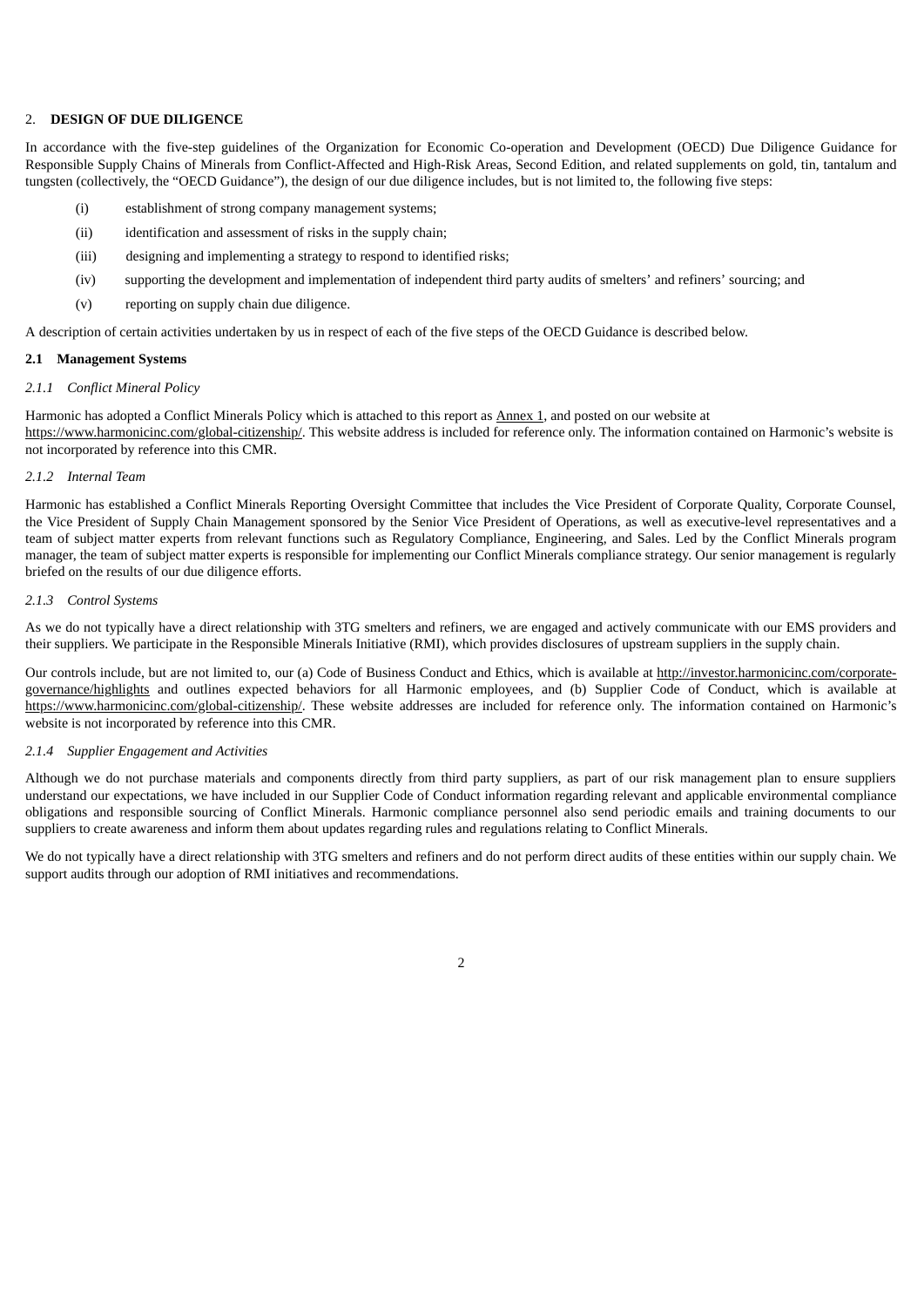## 2. **DESIGN OF DUE DILIGENCE**

In accordance with the five-step guidelines of the Organization for Economic Co-operation and Development (OECD) Due Diligence Guidance for Responsible Supply Chains of Minerals from Conflict-Affected and High-Risk Areas, Second Edition, and related supplements on gold, tin, tantalum and tungsten (collectively, the "OECD Guidance"), the design of our due diligence includes, but is not limited to, the following five steps:

- (i) establishment of strong company management systems;
- (ii) identification and assessment of risks in the supply chain;
- (iii) designing and implementing a strategy to respond to identified risks;
- (iv) supporting the development and implementation of independent third party audits of smelters' and refiners' sourcing; and
- (v) reporting on supply chain due diligence.

A description of certain activities undertaken by us in respect of each of the five steps of the OECD Guidance is described below.

### 2.1 Management Systems

#### *2.1.1 Conflict Mineral Policy*

Harmonic has adopted a Conflict Minerals Policy which is attached to this report as Annex 1, and posted on our website at https://www.harmonicinc.com/global-citizenship/. This website address is included for reference only. The information contained on Harmonic's website is not incorporated by reference into this CMR.

#### *2.1.2 Internal Team*

Harmonic has established a Conflict Minerals Reporting Oversight Committee that includes the Vice President of Corporate Quality, Corporate Counsel, the Vice President of Supply Chain Management sponsored by the Senior Vice President of Operations, as well as executive-level representatives and a team of subject matter experts from relevant functions such as Regulatory Compliance, Engineering, and Sales. Led by the Conflict Minerals program manager, the team of subject matter experts is responsible for implementing our Conflict Minerals compliance strategy. Our senior management is regularly briefed on the results of our due diligence efforts.

#### *2.1.3 Control Systems*

As we do not typically have a direct relationship with 3TG smelters and refiners, we are engaged and actively communicate with our EMS providers and their suppliers. We participate in the Responsible Minerals Initiative (RMI), which provides disclosures of upstream suppliers in the supply chain.

Our controls include, but are not limited to, our (a) Code of Business Conduct and Ethics, which is available at http://investor.harmonicinc.com/corporate-governance/highlights and outlines expected behaviors for all Harmonic employees, and (b) Supplier Code of Conduct, which is available at https://www.harmonicinc.com/global-citizenship/. These website addresses are included for reference only. The information contained on Harmonic's website is not incorporated by reference into this CMR.

#### *2.1.4 Supplier Engagement and Activities*

Although we do not purchase materials and components directly from third party suppliers, as part of our risk management plan to ensure suppliers understand our expectations, we have included in our Supplier Code of Conduct information regarding relevant and applicable environmental compliance obligations and responsible sourcing of Conflict Minerals. Harmonic compliance personnel also send periodic emails and training documents to our suppliers to create awareness and inform them about updates regarding rules and regulations relating to Conflict Minerals.

We do not typically have a direct relationship with 3TG smelters and refiners and do not perform direct audits of these entities within our supply chain. We support audits through our adoption of RMI initiatives and recommendations.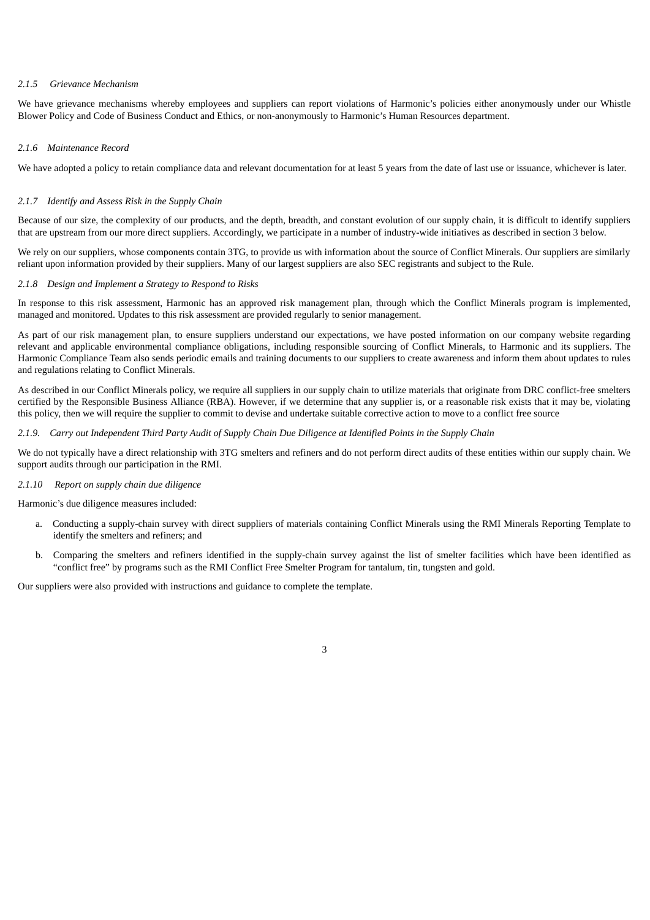*2.1.5 Grievance Mechanism*

We have grievance mechanisms whereby employees and suppliers can report violations of Harmonic's policies either anonymously under our Whistle Blower Policy and Code of Business Conduct and Ethics, or non-anonymously to Harmonic's Human Resources department.

*2.1.6 Maintenance Record*

We have adopted a policy to retain compliance data and relevant documentation for at least 5 years from the date of last use or issuance, whichever is later.

*2.1.7 Identify and Assess Risk in the Supply Chain*

Because of our size, the complexity of our products, and the depth, breadth, and constant evolution of our supply chain, it is difficult to identify suppliers that are upstream from our more direct suppliers. Accordingly, we participate in a number of industry-wide initiatives as described in section 3 below.

We rely on our suppliers, whose components contain 3TG, to provide us with information about the source of Conflict Minerals. Our suppliers are similarly reliant upon information provided by their suppliers. Many of our largest suppliers are also SEC registrants and subject to the Rule.

*2.1.8 Design and Implement a Strategy to Respond to Risks*

In response to this risk assessment, Harmonic has an approved risk management plan, through which the Conflict Minerals program is implemented, managed and monitored. Updates to this risk assessment are provided regularly to senior management.

As part of our risk management plan, to ensure suppliers understand our expectations, we have posted information on our company website regarding relevant and applicable environmental compliance obligations, including responsible sourcing of Conflict Minerals, to Harmonic and its suppliers. The Harmonic Compliance Team also sends periodic emails and training documents to our suppliers to create awareness and inform them about updates to rules and regulations relating to Conflict Minerals.

As described in our Conflict Minerals policy, we require all suppliers in our supply chain to utilize materials that originate from DRC conflict-free smelters certified by the Responsible Business Alliance (RBA). However, if we determine that any supplier is, or a reasonable risk exists that it may be, violating this policy, then we will require the supplier to commit to devise and undertake suitable corrective action to move to a conflict free source

*2.1.9. Carry out Independent Third Party Audit of Supply Chain Due Diligence at Identified Points in the Supply Chain*

We do not typically have a direct relationship with 3TG smelters and refiners and do not perform direct audits of these entities within our supply chain. We support audits through our participation in the RMI.

*2.1.10 Report on supply chain due diligence*

Harmonic's due diligence measures included:

a. Conducting a supply-chain survey with direct suppliers of materials containing Conflict Minerals using the RMI Minerals Reporting Template to identify the smelters and refiners; and

b. Comparing the smelters and refiners identified in the supply-chain survey against the list of smelter facilities which have been identified as "conflict free" by programs such as the RMI Conflict Free Smelter Program for tantalum, tin, tungsten and gold.

Our suppliers were also provided with instructions and guidance to complete the template.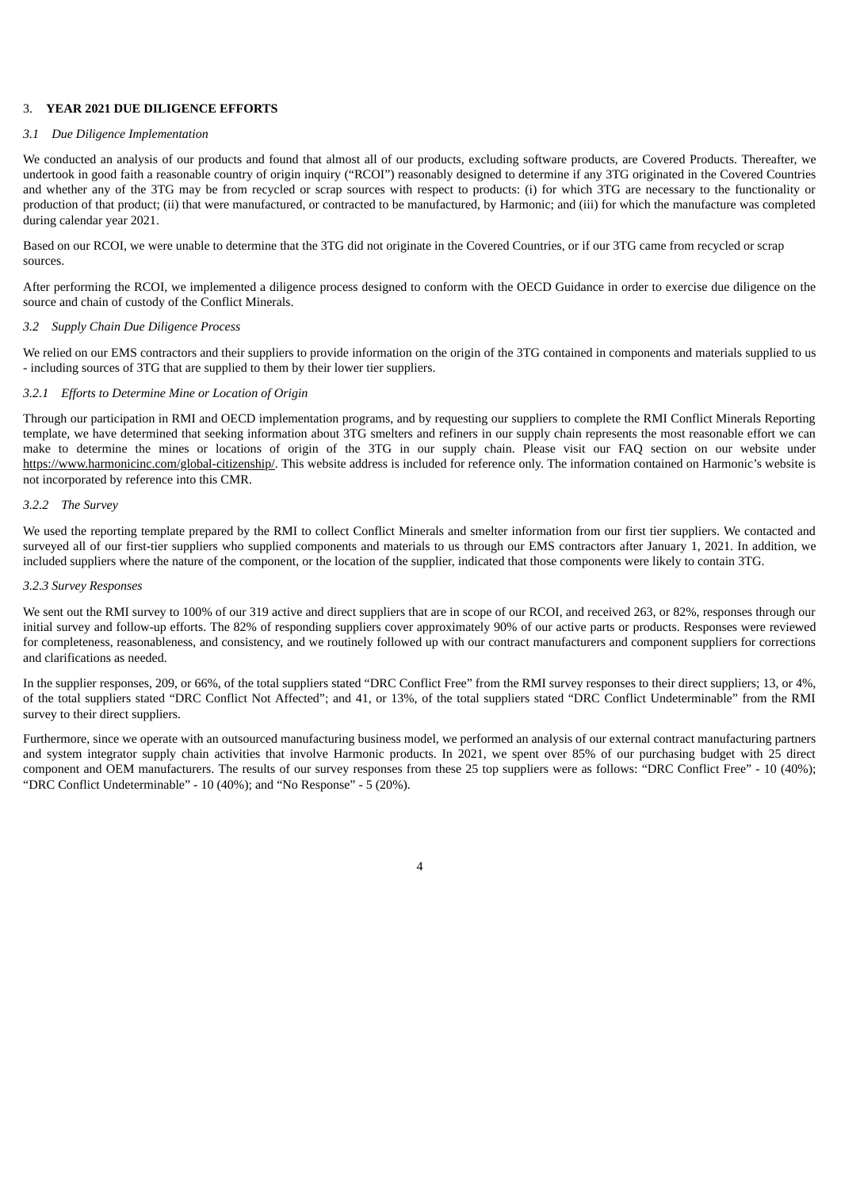## 3. **YEAR 2021 DUE DILIGENCE EFFORTS**

### *3.1 Due Diligence Implementation*

We conducted an analysis of our products and found that almost all of our products, excluding software products, are Covered Products. Thereafter, we undertook in good faith a reasonable country of origin inquiry ("RCOI") reasonably designed to determine if any 3TG originated in the Covered Countries and whether any of the 3TG may be from recycled or scrap sources with respect to products: (i) for which 3TG are necessary to the functionality or production of that product; (ii) that were manufactured, or contracted to be manufactured, by Harmonic; and (iii) for which the manufacture was completed during calendar year 2021.

Based on our RCOI, we were unable to determine that the 3TG did not originate in the Covered Countries, or if our 3TG came from recycled or scrap sources.

After performing the RCOI, we implemented a diligence process designed to conform with the OECD Guidance in order to exercise due diligence on the source and chain of custody of the Conflict Minerals.

### *3.2 Supply Chain Due Diligence Process*

We relied on our EMS contractors and their suppliers to provide information on the origin of the 3TG contained in components and materials supplied to us - including sources of 3TG that are supplied to them by their lower tier suppliers.

#### *3.2.1 Efforts to Determine Mine or Location of Origin*

Through our participation in RMI and OECD implementation programs, and by requesting our suppliers to complete the RMI Conflict Minerals Reporting template, we have determined that seeking information about 3TG smelters and refiners in our supply chain represents the most reasonable effort we can make to determine the mines or locations of origin of the 3TG in our supply chain. Please visit our FAQ section on our website under https://www.harmonicinc.com/global-citizenship/. This website address is included for reference only. The information contained on Harmonic's website is not incorporated by reference into this CMR.

#### *3.2.2 The Survey*

We used the reporting template prepared by the RMI to collect Conflict Minerals and smelter information from our first tier suppliers. We contacted and surveyed all of our first-tier suppliers who supplied components and materials to us through our EMS contractors after January 1, 2021. In addition, we included suppliers where the nature of the component, or the location of the supplier, indicated that those components were likely to contain 3TG.

#### *3.2.3 Survey Responses*

We sent out the RMI survey to 100% of our 319 active and direct suppliers that are in scope of our RCOI, and received 263, or 82%, responses through our initial survey and follow-up efforts. The 82% of responding suppliers cover approximately 90% of our active parts or products. Responses were reviewed for completeness, reasonableness, and consistency, and we routinely followed up with our contract manufacturers and component suppliers for corrections and clarifications as needed.

In the supplier responses, 209, or 66%, of the total suppliers stated "DRC Conflict Free" from the RMI survey responses to their direct suppliers; 13, or 4%, of the total suppliers stated "DRC Conflict Not Affected"; and 41, or 13%, of the total suppliers stated "DRC Conflict Undeterminable" from the RMI survey to their direct suppliers.

Furthermore, since we operate with an outsourced manufacturing business model, we performed an analysis of our external contract manufacturing partners and system integrator supply chain activities that involve Harmonic products. In 2021, we spent over 85% of our purchasing budget with 25 direct component and OEM manufacturers. The results of our survey responses from these 25 top suppliers were as follows: "DRC Conflict Free" - 10 (40%); "DRC Conflict Undeterminable" - 10 (40%); and "No Response" - 5 (20%).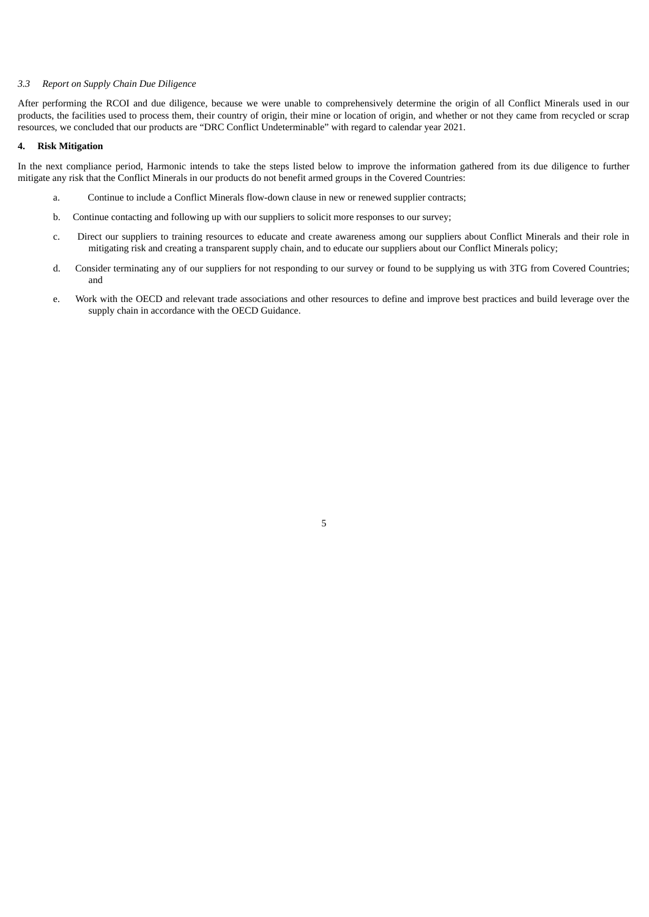### *3.3 Report on Supply Chain Due Diligence*

After performing the RCOI and due diligence, because we were unable to comprehensively determine the origin of all Conflict Minerals used in our products, the facilities used to process them, their country of origin, their mine or location of origin, and whether or not they came from recycled or scrap resources, we concluded that our products are “DRC Conflict Undeterminable” with regard to calendar year 2021.

## 4. Risk Mitigation

In the next compliance period, Harmonic intends to take the steps listed below to improve the information gathered from its due diligence to further mitigate any risk that the Conflict Minerals in our products do not benefit armed groups in the Covered Countries:

a. Continue to include a Conflict Minerals flow-down clause in new or renewed supplier contracts;

b. Continue contacting and following up with our suppliers to solicit more responses to our survey;

c. Direct our suppliers to training resources to educate and create awareness among our suppliers about Conflict Minerals and their role in mitigating risk and creating a transparent supply chain, and to educate our suppliers about our Conflict Minerals policy;

d. Consider terminating any of our suppliers for not responding to our survey or found to be supplying us with 3TG from Covered Countries; and

e. Work with the OECD and relevant trade associations and other resources to define and improve best practices and build leverage over the supply chain in accordance with the OECD Guidance.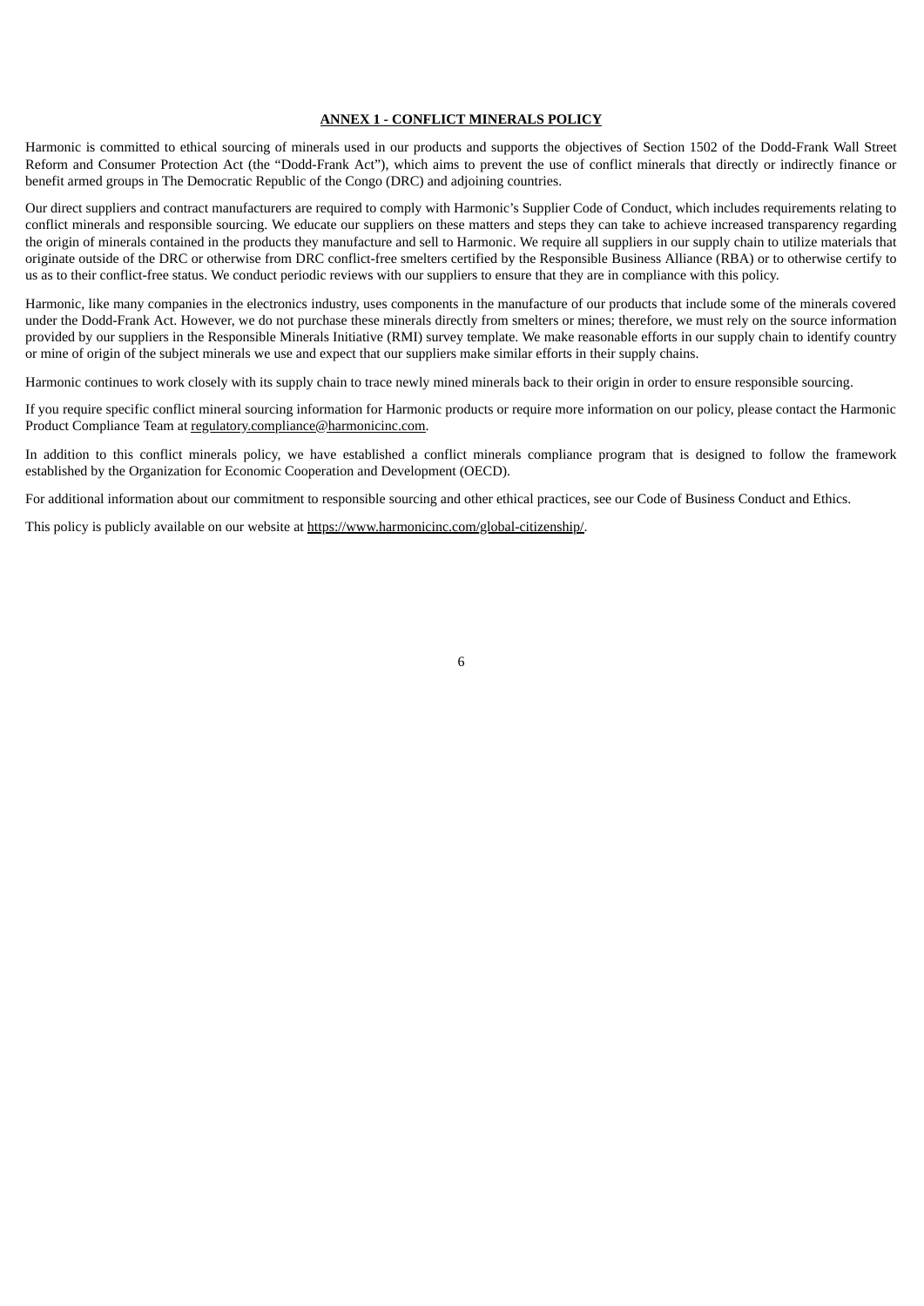## ANNEX 1 - CONFLICT MINERALS POLICY

Harmonic is committed to ethical sourcing of minerals used in our products and supports the objectives of Section 1502 of the Dodd-Frank Wall Street Reform and Consumer Protection Act (the "Dodd-Frank Act"), which aims to prevent the use of conflict minerals that directly or indirectly finance or benefit armed groups in The Democratic Republic of the Congo (DRC) and adjoining countries.

Our direct suppliers and contract manufacturers are required to comply with Harmonic's Supplier Code of Conduct, which includes requirements relating to conflict minerals and responsible sourcing. We educate our suppliers on these matters and steps they can take to achieve increased transparency regarding the origin of minerals contained in the products they manufacture and sell to Harmonic. We require all suppliers in our supply chain to utilize materials that originate outside of the DRC or otherwise from DRC conflict-free smelters certified by the Responsible Business Alliance (RBA) or to otherwise certify to us as to their conflict-free status. We conduct periodic reviews with our suppliers to ensure that they are in compliance with this policy.

Harmonic, like many companies in the electronics industry, uses components in the manufacture of our products that include some of the minerals covered under the Dodd-Frank Act. However, we do not purchase these minerals directly from smelters or mines; therefore, we must rely on the source information provided by our suppliers in the Responsible Minerals Initiative (RMI) survey template. We make reasonable efforts in our supply chain to identify country or mine of origin of the subject minerals we use and expect that our suppliers make similar efforts in their supply chains.

Harmonic continues to work closely with its supply chain to trace newly mined minerals back to their origin in order to ensure responsible sourcing.

If you require specific conflict mineral sourcing information for Harmonic products or require more information on our policy, please contact the Harmonic Product Compliance Team at regulatory.compliance@harmonicinc.com.

In addition to this conflict minerals policy, we have established a conflict minerals compliance program that is designed to follow the framework established by the Organization for Economic Cooperation and Development (OECD).

For additional information about our commitment to responsible sourcing and other ethical practices, see our Code of Business Conduct and Ethics.

This policy is publicly available on our website at https://www.harmonicinc.com/global-citizenship/.